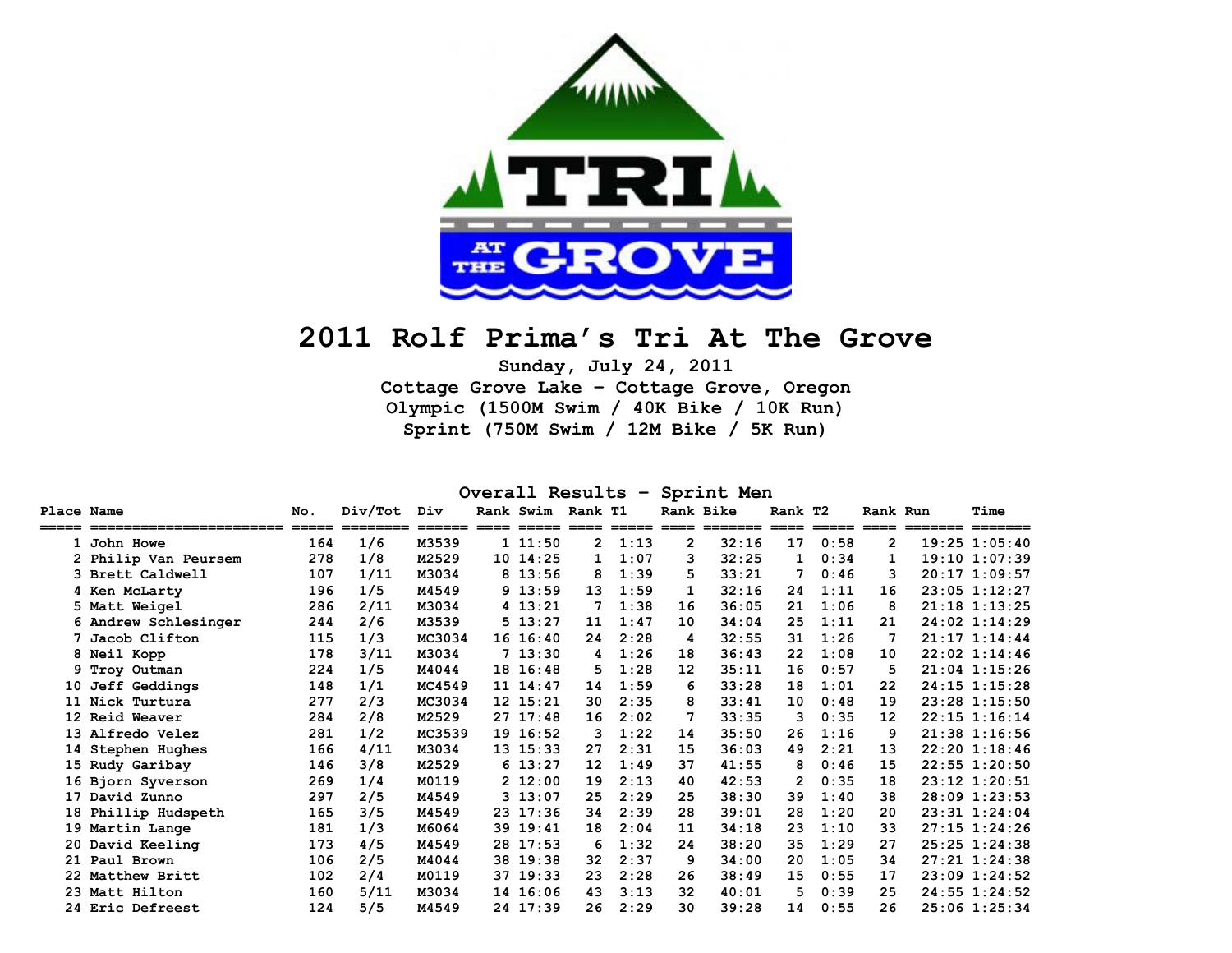# 2011 Rolf Prima's Tri At The Grove

**Sunday, July 24, 2011**
**Cottage Grove Lake - Cottage Grove, Oregon**
**Olympic (1500M Swim / 40K Bike / 10K Run)**
**Sprint (750M Swim / 12M Bike / 5K Run)**

## Overall Results - Sprint Men

| Place | Name | No. | Div/Tot | Div | Rank | Swim | Rank | T1 | Rank | Bike | Rank | T2 | Rank | Run | Time |
|---|---|---|---|---|---|---|---|---|---|---|---|---|---|---|---|
| 1 | John Howe | 164 | 1/6 | M3539 | 1 | 11:50 | 2 | 1:13 | 2 | 32:16 | 17 | 0:58 | 2 | 19:25 | 1:05:40 |
| 2 | Philip Van Peursem | 278 | 1/8 | M2529 | 10 | 14:25 | 1 | 1:07 | 3 | 32:25 | 1 | 0:34 | 1 | 19:10 | 1:07:39 |
| 3 | Brett Caldwell | 107 | 1/11 | M3034 | 8 | 13:56 | 8 | 1:39 | 5 | 33:21 | 7 | 0:46 | 3 | 20:17 | 1:09:57 |
| 4 | Ken McLarty | 196 | 1/5 | M4549 | 9 | 13:59 | 13 | 1:59 | 1 | 32:16 | 24 | 1:11 | 16 | 23:05 | 1:12:27 |
| 5 | Matt Weigel | 286 | 2/11 | M3034 | 4 | 13:21 | 7 | 1:38 | 16 | 36:05 | 21 | 1:06 | 8 | 21:18 | 1:13:25 |
| 6 | Andrew Schlesinger | 244 | 2/6 | M3539 | 5 | 13:27 | 11 | 1:47 | 10 | 34:04 | 25 | 1:11 | 21 | 24:02 | 1:14:29 |
| 7 | Jacob Clifton | 115 | 1/3 | MC3034 | 16 | 16:40 | 24 | 2:28 | 4 | 32:55 | 31 | 1:26 | 7 | 21:17 | 1:14:44 |
| 8 | Neil Kopp | 178 | 3/11 | M3034 | 7 | 13:30 | 4 | 1:26 | 18 | 36:43 | 22 | 1:08 | 10 | 22:02 | 1:14:46 |
| 9 | Troy Outman | 224 | 1/5 | M4044 | 18 | 16:48 | 5 | 1:28 | 12 | 35:11 | 16 | 0:57 | 5 | 21:04 | 1:15:26 |
| 10 | Jeff Geddings | 148 | 1/1 | MC4549 | 11 | 14:47 | 14 | 1:59 | 6 | 33:28 | 18 | 1:01 | 22 | 24:15 | 1:15:28 |
| 11 | Nick Turtura | 277 | 2/3 | MC3034 | 12 | 15:21 | 30 | 2:35 | 8 | 33:41 | 10 | 0:48 | 19 | 23:28 | 1:15:50 |
| 12 | Reid Weaver | 284 | 2/8 | M2529 | 27 | 17:48 | 16 | 2:02 | 7 | 33:35 | 3 | 0:35 | 12 | 22:15 | 1:16:14 |
| 13 | Alfredo Velez | 281 | 1/2 | MC3539 | 19 | 16:52 | 3 | 1:22 | 14 | 35:50 | 26 | 1:16 | 9 | 21:38 | 1:16:56 |
| 14 | Stephen Hughes | 166 | 4/11 | M3034 | 13 | 15:33 | 27 | 2:31 | 15 | 36:03 | 49 | 2:21 | 13 | 22:20 | 1:18:46 |
| 15 | Rudy Garibay | 146 | 3/8 | M2529 | 6 | 13:27 | 12 | 1:49 | 37 | 41:55 | 8 | 0:46 | 15 | 22:55 | 1:20:50 |
| 16 | Bjorn Syverson | 269 | 1/4 | M0119 | 2 | 12:00 | 19 | 2:13 | 40 | 42:53 | 2 | 0:35 | 18 | 23:12 | 1:20:51 |
| 17 | David Zunno | 297 | 2/5 | M4549 | 3 | 13:07 | 25 | 2:29 | 25 | 38:30 | 39 | 1:40 | 38 | 28:09 | 1:23:53 |
| 18 | Phillip Hudspeth | 165 | 3/5 | M4549 | 23 | 17:36 | 34 | 2:39 | 28 | 39:01 | 28 | 1:20 | 20 | 23:31 | 1:24:04 |
| 19 | Martin Lange | 181 | 1/3 | M6064 | 39 | 19:41 | 18 | 2:04 | 11 | 34:18 | 23 | 1:10 | 33 | 27:15 | 1:24:26 |
| 20 | David Keeling | 173 | 4/5 | M4549 | 28 | 17:53 | 6 | 1:32 | 24 | 38:20 | 35 | 1:29 | 27 | 25:25 | 1:24:38 |
| 21 | Paul Brown | 106 | 2/5 | M4044 | 38 | 19:38 | 32 | 2:37 | 9 | 34:00 | 20 | 1:05 | 34 | 27:21 | 1:24:38 |
| 22 | Matthew Britt | 102 | 2/4 | M0119 | 37 | 19:33 | 23 | 2:28 | 26 | 38:49 | 15 | 0:55 | 17 | 23:09 | 1:24:52 |
| 23 | Matt Hilton | 160 | 5/11 | M3034 | 14 | 16:06 | 43 | 3:13 | 32 | 40:01 | 5 | 0:39 | 25 | 24:55 | 1:24:52 |
| 24 | Eric Defreest | 124 | 5/5 | M4549 | 24 | 17:39 | 26 | 2:29 | 30 | 39:28 | 14 | 0:55 | 26 | 25:06 | 1:25:34 |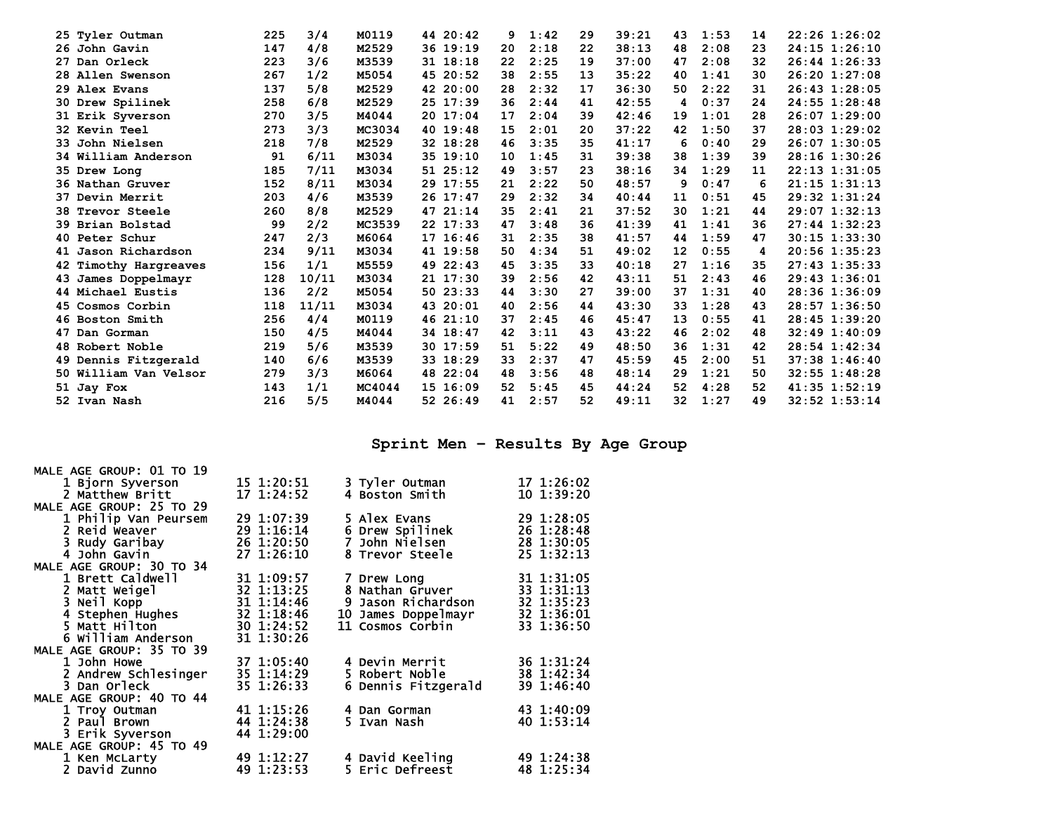| Place | Name | Bib | Div Place | Division | Age | Swim | Swim Rank | T1 | T1 Rank | Bike | Bike Rank | T2 | T2 Rank | Run | Total |
|---|---|---|---|---|---|---|---|---|---|---|---|---|---|---|---|
| 25 | Tyler Outman | 225 | 3/4 | M0119 | 44 | 20:42 | 9 | 1:42 | 29 | 39:21 | 43 | 1:53 | 14 | 22:26 | 1:26:02 |
| 26 | John Gavin | 147 | 4/8 | M2529 | 36 | 19:19 | 20 | 2:18 | 22 | 38:13 | 48 | 2:08 | 23 | 24:15 | 1:26:10 |
| 27 | Dan Orleck | 223 | 3/6 | M3539 | 31 | 18:18 | 22 | 2:25 | 19 | 37:00 | 47 | 2:08 | 32 | 26:44 | 1:26:33 |
| 28 | Allen Swenson | 267 | 1/2 | M5054 | 45 | 20:52 | 38 | 2:55 | 13 | 35:22 | 40 | 1:41 | 30 | 26:20 | 1:27:08 |
| 29 | Alex Evans | 137 | 5/8 | M2529 | 42 | 20:00 | 28 | 2:32 | 17 | 36:30 | 50 | 2:22 | 31 | 26:43 | 1:28:05 |
| 30 | Drew Spilinek | 258 | 6/8 | M2529 | 25 | 17:39 | 36 | 2:44 | 41 | 42:55 | 4 | 0:37 | 24 | 24:55 | 1:28:48 |
| 31 | Erik Syverson | 270 | 3/5 | M4044 | 20 | 17:04 | 17 | 2:04 | 39 | 42:46 | 19 | 1:01 | 28 | 26:07 | 1:29:00 |
| 32 | Kevin Teel | 273 | 3/3 | MC3034 | 40 | 19:48 | 15 | 2:01 | 20 | 37:22 | 42 | 1:50 | 37 | 28:03 | 1:29:02 |
| 33 | John Nielsen | 218 | 7/8 | M2529 | 32 | 18:28 | 46 | 3:35 | 35 | 41:17 | 6 | 0:40 | 29 | 26:07 | 1:30:05 |
| 34 | William Anderson | 91 | 6/11 | M3034 | 35 | 19:10 | 10 | 1:45 | 31 | 39:38 | 38 | 1:39 | 39 | 28:16 | 1:30:26 |
| 35 | Drew Long | 185 | 7/11 | M3034 | 51 | 25:12 | 49 | 3:57 | 23 | 38:16 | 34 | 1:29 | 11 | 22:13 | 1:31:05 |
| 36 | Nathan Gruver | 152 | 8/11 | M3034 | 29 | 17:55 | 21 | 2:22 | 50 | 48:57 | 9 | 0:47 | 6 | 21:15 | 1:31:13 |
| 37 | Devin Merrit | 203 | 4/6 | M3539 | 26 | 17:47 | 29 | 2:32 | 34 | 40:44 | 11 | 0:51 | 45 | 29:32 | 1:31:24 |
| 38 | Trevor Steele | 260 | 8/8 | M2529 | 47 | 21:14 | 35 | 2:41 | 21 | 37:52 | 30 | 1:21 | 44 | 29:07 | 1:32:13 |
| 39 | Brian Bolstad | 99 | 2/2 | MC3539 | 22 | 17:33 | 47 | 3:48 | 36 | 41:39 | 41 | 1:41 | 36 | 27:44 | 1:32:23 |
| 40 | Peter Schur | 247 | 2/3 | M6064 | 17 | 16:46 | 31 | 2:35 | 38 | 41:57 | 44 | 1:59 | 47 | 30:15 | 1:33:30 |
| 41 | Jason Richardson | 234 | 9/11 | M3034 | 41 | 19:58 | 50 | 4:34 | 51 | 49:02 | 12 | 0:55 | 4 | 20:56 | 1:35:23 |
| 42 | Timothy Hargreaves | 156 | 1/1 | M5559 | 49 | 22:43 | 45 | 3:35 | 33 | 40:18 | 27 | 1:16 | 35 | 27:43 | 1:35:33 |
| 43 | James Doppelmayr | 128 | 10/11 | M3034 | 21 | 17:30 | 39 | 2:56 | 42 | 43:11 | 51 | 2:43 | 46 | 29:43 | 1:36:01 |
| 44 | Michael Eustis | 136 | 2/2 | M5054 | 50 | 23:33 | 44 | 3:30 | 27 | 39:00 | 37 | 1:31 | 40 | 28:36 | 1:36:09 |
| 45 | Cosmos Corbin | 118 | 11/11 | M3034 | 43 | 20:01 | 40 | 2:56 | 44 | 43:30 | 33 | 1:28 | 43 | 28:57 | 1:36:50 |
| 46 | Boston Smith | 256 | 4/4 | M0119 | 46 | 21:10 | 37 | 2:45 | 46 | 45:47 | 13 | 0:55 | 41 | 28:45 | 1:39:20 |
| 47 | Dan Gorman | 150 | 4/5 | M4044 | 34 | 18:47 | 42 | 3:11 | 43 | 43:22 | 46 | 2:02 | 48 | 32:49 | 1:40:09 |
| 48 | Robert Noble | 219 | 5/6 | M3539 | 30 | 17:59 | 51 | 5:22 | 49 | 48:50 | 36 | 1:31 | 42 | 28:54 | 1:42:34 |
| 49 | Dennis Fitzgerald | 140 | 6/6 | M3539 | 33 | 18:29 | 33 | 2:37 | 47 | 45:59 | 45 | 2:00 | 51 | 37:38 | 1:46:40 |
| 50 | William Van Velsor | 279 | 3/3 | M6064 | 48 | 22:04 | 48 | 3:56 | 48 | 48:14 | 29 | 1:21 | 50 | 32:55 | 1:48:28 |
| 51 | Jay Fox | 143 | 1/1 | MC4044 | 15 | 16:09 | 52 | 5:45 | 45 | 44:24 | 52 | 4:28 | 52 | 41:35 | 1:52:19 |
| 52 | Ivan Nash | 216 | 5/5 | M4044 | 52 | 26:49 | 41 | 2:57 | 52 | 49:11 | 32 | 1:27 | 49 | 32:52 | 1:53:14 |

## Sprint Men - Results By Age Group

**MALE AGE GROUP: 01 TO 19**

| Place | Name | Age | Time |
|---|---|---|---|
| 1 | Bjorn Syverson | 15 | 1:20:51 |
| 2 | Matthew Britt | 17 | 1:24:52 |
| 3 | Tyler Outman | 17 | 1:26:02 |
| 4 | Boston Smith | 10 | 1:39:20 |

**MALE AGE GROUP: 25 TO 29**

| Place | Name | Age | Time |
|---|---|---|---|
| 1 | Philip Van Peursem | 29 | 1:07:39 |
| 2 | Reid Weaver | 29 | 1:16:14 |
| 3 | Rudy Garibay | 26 | 1:20:50 |
| 4 | John Gavin | 27 | 1:26:10 |
| 5 | Alex Evans | 29 | 1:28:05 |
| 6 | Drew Spilinek | 26 | 1:28:48 |
| 7 | John Nielsen | 28 | 1:30:05 |
| 8 | Trevor Steele | 25 | 1:32:13 |

**MALE AGE GROUP: 30 TO 34**

| Place | Name | Age | Time |
|---|---|---|---|
| 1 | Brett Caldwell | 31 | 1:09:57 |
| 2 | Matt Weigel | 32 | 1:13:25 |
| 3 | Neil Kopp | 31 | 1:14:46 |
| 4 | Stephen Hughes | 32 | 1:18:46 |
| 5 | Matt Hilton | 30 | 1:24:52 |
| 6 | William Anderson | 31 | 1:30:26 |
| 7 | Drew Long | 31 | 1:31:05 |
| 8 | Nathan Gruver | 33 | 1:31:13 |
| 9 | Jason Richardson | 32 | 1:35:23 |
| 10 | James Doppelmayr | 32 | 1:36:01 |
| 11 | Cosmos Corbin | 33 | 1:36:50 |

**MALE AGE GROUP: 35 TO 39**

| Place | Name | Age | Time |
|---|---|---|---|
| 1 | John Howe | 37 | 1:05:40 |
| 2 | Andrew Schlesinger | 35 | 1:14:29 |
| 3 | Dan Orleck | 35 | 1:26:33 |
| 4 | Devin Merrit | 36 | 1:31:24 |
| 5 | Robert Noble | 38 | 1:42:34 |
| 6 | Dennis Fitzgerald | 39 | 1:46:40 |

**MALE AGE GROUP: 40 TO 44**

| Place | Name | Age | Time |
|---|---|---|---|
| 1 | Troy Outman | 41 | 1:15:26 |
| 2 | Paul Brown | 44 | 1:24:38 |
| 3 | Erik Syverson | 44 | 1:29:00 |
| 4 | Dan Gorman | 43 | 1:40:09 |
| 5 | Ivan Nash | 40 | 1:53:14 |

**MALE AGE GROUP: 45 TO 49**

| Place | Name | Age | Time |
|---|---|---|---|
| 1 | Ken McLarty | 49 | 1:12:27 |
| 2 | David Zunno | 49 | 1:23:53 |
| 4 | David Keeling | 49 | 1:24:38 |
| 5 | Eric Defreest | 48 | 1:25:34 |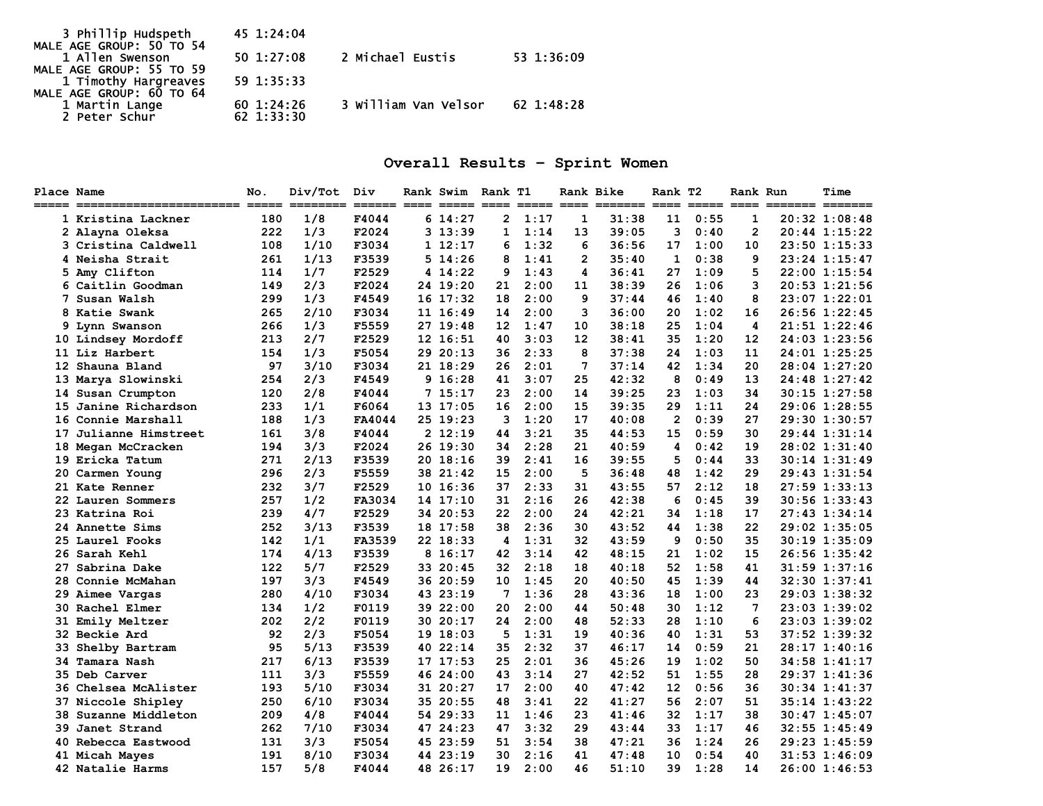3 Phillip Hudspeth 45 1:24:04

MALE AGE GROUP: 50 TO 54

1 Allen Swenson 50 1:27:08 2 Michael Eustis 53 1:36:09

MALE AGE GROUP: 55 TO 59

1 Timothy Hargreaves 59 1:35:33

MALE AGE GROUP: 60 TO 64

1 Martin Lange 60 1:24:26 3 William Van Velsor 62 1:48:28

2 Peter Schur 62 1:33:30

## Overall Results - Sprint Women

| Place | Name | No. | Div/Tot | Div | Rank | Swim | Rank | T1 | Rank | Bike | Rank | T2 | Rank | Run | Time |
|---|---|---|---|---|---|---|---|---|---|---|---|---|---|---|---|
| 1 | Kristina Lackner | 180 | 1/8 | F4044 | 6 | 14:27 | 2 | 1:17 | 1 | 31:38 | 11 | 0:55 | 1 | 20:32 | 1:08:48 |
| 2 | Alayna Oleksa | 222 | 1/3 | F2024 | 3 | 13:39 | 1 | 1:14 | 13 | 39:05 | 3 | 0:40 | 2 | 20:44 | 1:15:22 |
| 3 | Cristina Caldwell | 108 | 1/10 | F3034 | 1 | 12:17 | 6 | 1:32 | 6 | 36:56 | 17 | 1:00 | 10 | 23:50 | 1:15:33 |
| 4 | Neisha Strait | 261 | 1/13 | F3539 | 5 | 14:26 | 8 | 1:41 | 2 | 35:40 | 1 | 0:38 | 9 | 23:24 | 1:15:47 |
| 5 | Amy Clifton | 114 | 1/7 | F2529 | 4 | 14:22 | 9 | 1:43 | 4 | 36:41 | 27 | 1:09 | 5 | 22:00 | 1:15:54 |
| 6 | Caitlin Goodman | 149 | 2/3 | F2024 | 24 | 19:20 | 21 | 2:00 | 11 | 38:39 | 26 | 1:06 | 3 | 20:53 | 1:21:56 |
| 7 | Susan Walsh | 299 | 1/3 | F4549 | 16 | 17:32 | 18 | 2:00 | 9 | 37:44 | 46 | 1:40 | 8 | 23:07 | 1:22:01 |
| 8 | Katie Swank | 265 | 2/10 | F3034 | 11 | 16:49 | 14 | 2:00 | 3 | 36:00 | 20 | 1:02 | 16 | 26:56 | 1:22:45 |
| 9 | Lynn Swanson | 266 | 1/3 | F5559 | 27 | 19:48 | 12 | 1:47 | 10 | 38:18 | 25 | 1:04 | 4 | 21:51 | 1:22:46 |
| 10 | Lindsey Mordoff | 213 | 2/7 | F2529 | 12 | 16:51 | 40 | 3:03 | 12 | 38:41 | 35 | 1:20 | 12 | 24:03 | 1:23:56 |
| 11 | Liz Harbert | 154 | 1/3 | F5054 | 29 | 20:13 | 36 | 2:33 | 8 | 37:38 | 24 | 1:03 | 11 | 24:01 | 1:25:25 |
| 12 | Shauna Bland | 97 | 3/10 | F3034 | 21 | 18:29 | 26 | 2:01 | 7 | 37:14 | 42 | 1:34 | 20 | 28:04 | 1:27:20 |
| 13 | Marya Slowinski | 254 | 2/3 | F4549 | 9 | 16:28 | 41 | 3:07 | 25 | 42:32 | 8 | 0:49 | 13 | 24:48 | 1:27:42 |
| 14 | Susan Crumpton | 120 | 2/8 | F4044 | 7 | 15:17 | 23 | 2:00 | 14 | 39:25 | 23 | 1:03 | 34 | 30:15 | 1:27:58 |
| 15 | Janine Richardson | 233 | 1/1 | F6064 | 13 | 17:05 | 16 | 2:00 | 15 | 39:35 | 29 | 1:11 | 24 | 29:06 | 1:28:55 |
| 16 | Connie Marshall | 188 | 1/3 | FA4044 | 25 | 19:23 | 3 | 1:20 | 17 | 40:08 | 2 | 0:39 | 27 | 29:30 | 1:30:57 |
| 17 | Julianne Himstreet | 161 | 3/8 | F4044 | 2 | 12:19 | 44 | 3:21 | 35 | 44:53 | 15 | 0:59 | 30 | 29:44 | 1:31:14 |
| 18 | Megan McCracken | 194 | 3/3 | F2024 | 26 | 19:30 | 34 | 2:28 | 21 | 40:59 | 4 | 0:42 | 19 | 28:02 | 1:31:40 |
| 19 | Ericka Tatum | 271 | 2/13 | F3539 | 20 | 18:16 | 39 | 2:41 | 16 | 39:55 | 5 | 0:44 | 33 | 30:14 | 1:31:49 |
| 20 | Carmen Young | 296 | 2/3 | F5559 | 38 | 21:42 | 15 | 2:00 | 5 | 36:48 | 48 | 1:42 | 29 | 29:43 | 1:31:54 |
| 21 | Kate Renner | 232 | 3/7 | F2529 | 10 | 16:36 | 37 | 2:33 | 31 | 43:55 | 57 | 2:12 | 18 | 27:59 | 1:33:13 |
| 22 | Lauren Sommers | 257 | 1/2 | FA3034 | 14 | 17:10 | 31 | 2:16 | 26 | 42:38 | 6 | 0:45 | 39 | 30:56 | 1:33:43 |
| 23 | Katrina Roi | 239 | 4/7 | F2529 | 34 | 20:53 | 22 | 2:00 | 24 | 42:21 | 34 | 1:18 | 17 | 27:43 | 1:34:14 |
| 24 | Annette Sims | 252 | 3/13 | F3539 | 18 | 17:58 | 38 | 2:36 | 30 | 43:52 | 44 | 1:38 | 22 | 29:02 | 1:35:05 |
| 25 | Laurel Fooks | 142 | 1/1 | FA3539 | 22 | 18:33 | 4 | 1:31 | 32 | 43:59 | 9 | 0:50 | 35 | 30:19 | 1:35:09 |
| 26 | Sarah Kehl | 174 | 4/13 | F3539 | 8 | 16:17 | 42 | 3:14 | 42 | 48:15 | 21 | 1:02 | 15 | 26:56 | 1:35:42 |
| 27 | Sabrina Dake | 122 | 5/7 | F2529 | 33 | 20:45 | 32 | 2:18 | 18 | 40:18 | 52 | 1:58 | 41 | 31:59 | 1:37:16 |
| 28 | Connie McMahan | 197 | 3/3 | F4549 | 36 | 20:59 | 10 | 1:45 | 20 | 40:50 | 45 | 1:39 | 44 | 32:30 | 1:37:41 |
| 29 | Aimee Vargas | 280 | 4/10 | F3034 | 43 | 23:19 | 7 | 1:36 | 28 | 43:36 | 18 | 1:00 | 23 | 29:03 | 1:38:32 |
| 30 | Rachel Elmer | 134 | 1/2 | F0119 | 39 | 22:00 | 20 | 2:00 | 44 | 50:48 | 30 | 1:12 | 7 | 23:03 | 1:39:02 |
| 31 | Emily Meltzer | 202 | 2/2 | F0119 | 30 | 20:17 | 24 | 2:00 | 48 | 52:33 | 28 | 1:10 | 6 | 23:03 | 1:39:02 |
| 32 | Beckie Ard | 92 | 2/3 | F5054 | 19 | 18:03 | 5 | 1:31 | 19 | 40:36 | 40 | 1:31 | 53 | 37:52 | 1:39:32 |
| 33 | Shelby Bartram | 95 | 5/13 | F3539 | 40 | 22:14 | 35 | 2:32 | 37 | 46:17 | 14 | 0:59 | 21 | 28:17 | 1:40:16 |
| 34 | Tamara Nash | 217 | 6/13 | F3539 | 17 | 17:53 | 25 | 2:01 | 36 | 45:26 | 19 | 1:02 | 50 | 34:58 | 1:41:17 |
| 35 | Deb Carver | 111 | 3/3 | F5559 | 46 | 24:00 | 43 | 3:14 | 27 | 42:52 | 51 | 1:55 | 28 | 29:37 | 1:41:36 |
| 36 | Chelsea McAlister | 193 | 5/10 | F3034 | 31 | 20:27 | 17 | 2:00 | 40 | 47:42 | 12 | 0:56 | 36 | 30:34 | 1:41:37 |
| 37 | Niccole Shipley | 250 | 6/10 | F3034 | 35 | 20:55 | 48 | 3:41 | 22 | 41:27 | 56 | 2:07 | 51 | 35:14 | 1:43:22 |
| 38 | Suzanne Middleton | 209 | 4/8 | F4044 | 54 | 29:33 | 11 | 1:46 | 23 | 41:46 | 32 | 1:17 | 38 | 30:47 | 1:45:07 |
| 39 | Janet Strand | 262 | 7/10 | F3034 | 47 | 24:23 | 47 | 3:32 | 29 | 43:44 | 33 | 1:17 | 46 | 32:55 | 1:45:49 |
| 40 | Rebecca Eastwood | 131 | 3/3 | F5054 | 45 | 23:59 | 51 | 3:54 | 38 | 47:21 | 36 | 1:24 | 26 | 29:23 | 1:45:59 |
| 41 | Micah Mayes | 191 | 8/10 | F3034 | 44 | 23:19 | 30 | 2:16 | 41 | 47:48 | 10 | 0:54 | 40 | 31:53 | 1:46:09 |
| 42 | Natalie Harms | 157 | 5/8 | F4044 | 48 | 26:17 | 19 | 2:00 | 46 | 51:10 | 39 | 1:28 | 14 | 26:00 | 1:46:53 |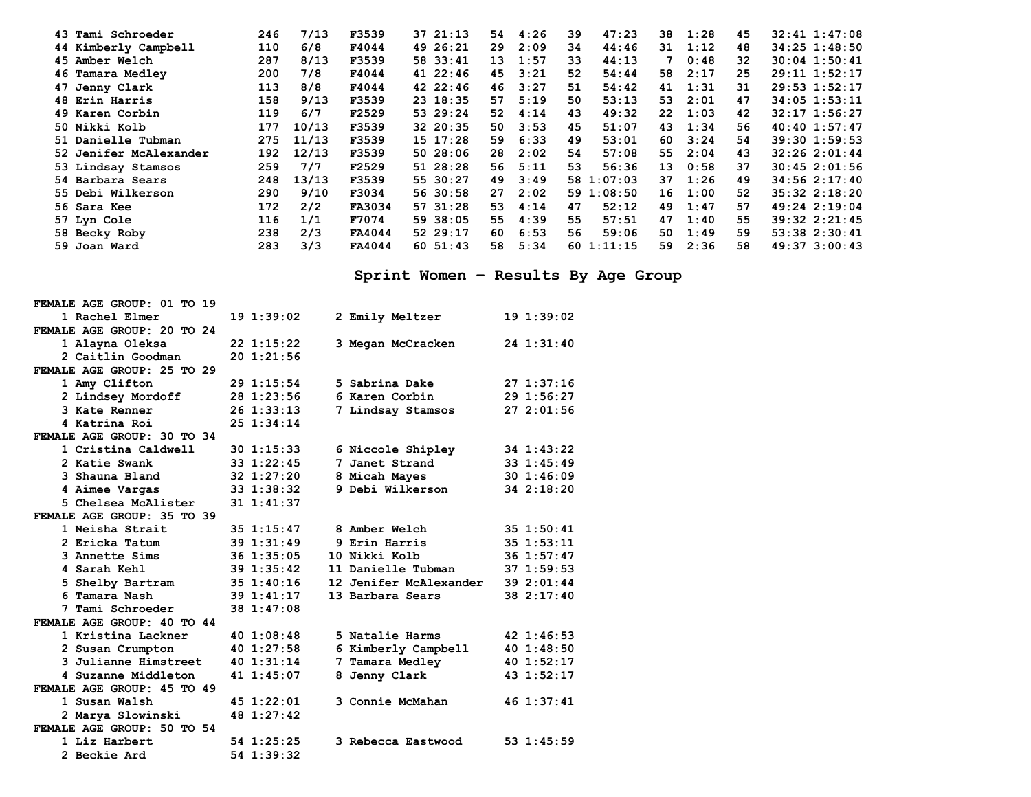| Place | Name | Bib | Div Place | Division | Swim Rank | Swim | T1 Rank | T1 | Bike Rank | Bike | T2 Rank | T2 | Run Rank | Run | Total |
|---|---|---|---|---|---|---|---|---|---|---|---|---|---|---|---|
| 43 | Tami Schroeder | 246 | 7/13 | F3539 | 37 | 21:13 | 54 | 4:26 | 39 | 47:23 | 38 | 1:28 | 45 | 32:41 | 1:47:08 |
| 44 | Kimberly Campbell | 110 | 6/8 | F4044 | 49 | 26:21 | 29 | 2:09 | 34 | 44:46 | 31 | 1:12 | 48 | 34:25 | 1:48:50 |
| 45 | Amber Welch | 287 | 8/13 | F3539 | 58 | 33:41 | 13 | 1:57 | 33 | 44:13 | 7 | 0:48 | 32 | 30:04 | 1:50:41 |
| 46 | Tamara Medley | 200 | 7/8 | F4044 | 41 | 22:46 | 45 | 3:21 | 52 | 54:44 | 58 | 2:17 | 25 | 29:11 | 1:52:17 |
| 47 | Jenny Clark | 113 | 8/8 | F4044 | 42 | 22:46 | 46 | 3:27 | 51 | 54:42 | 41 | 1:31 | 31 | 29:53 | 1:52:17 |
| 48 | Erin Harris | 158 | 9/13 | F3539 | 23 | 18:35 | 57 | 5:19 | 50 | 53:13 | 53 | 2:01 | 47 | 34:05 | 1:53:11 |
| 49 | Karen Corbin | 119 | 6/7 | F2529 | 53 | 29:24 | 52 | 4:14 | 43 | 49:32 | 22 | 1:03 | 42 | 32:17 | 1:56:27 |
| 50 | Nikki Kolb | 177 | 10/13 | F3539 | 32 | 20:35 | 50 | 3:53 | 45 | 51:07 | 43 | 1:34 | 56 | 40:40 | 1:57:47 |
| 51 | Danielle Tubman | 275 | 11/13 | F3539 | 15 | 17:28 | 59 | 6:33 | 49 | 53:01 | 60 | 3:24 | 54 | 39:30 | 1:59:53 |
| 52 | Jenifer McAlexander | 192 | 12/13 | F3539 | 50 | 28:06 | 28 | 2:02 | 54 | 57:08 | 55 | 2:04 | 43 | 32:26 | 2:01:44 |
| 53 | Lindsay Stamsos | 259 | 7/7 | F2529 | 51 | 28:28 | 56 | 5:11 | 53 | 56:36 | 13 | 0:58 | 37 | 30:45 | 2:01:56 |
| 54 | Barbara Sears | 248 | 13/13 | F3539 | 55 | 30:27 | 49 | 3:49 | 58 | 1:07:03 | 37 | 1:26 | 49 | 34:56 | 2:17:40 |
| 55 | Debi Wilkerson | 290 | 9/10 | F3034 | 56 | 30:58 | 27 | 2:02 | 59 | 1:08:50 | 16 | 1:00 | 52 | 35:32 | 2:18:20 |
| 56 | Sara Kee | 172 | 2/2 | FA3034 | 57 | 31:28 | 53 | 4:14 | 47 | 52:12 | 49 | 1:47 | 57 | 49:24 | 2:19:04 |
| 57 | Lyn Cole | 116 | 1/1 | F7074 | 59 | 38:05 | 55 | 4:39 | 55 | 57:51 | 47 | 1:40 | 55 | 39:32 | 2:21:45 |
| 58 | Becky Roby | 238 | 2/3 | FA4044 | 52 | 29:17 | 60 | 6:53 | 56 | 59:06 | 50 | 1:49 | 59 | 53:38 | 2:30:41 |
| 59 | Joan Ward | 283 | 3/3 | FA4044 | 60 | 51:43 | 58 | 5:34 | 60 | 1:11:15 | 59 | 2:36 | 58 | 49:37 | 3:00:43 |

## Sprint Women - Results By Age Group

**FEMALE AGE GROUP: 01 TO 19**

1 Rachel Elmer 19 1:39:02
2 Emily Meltzer 19 1:39:02

**FEMALE AGE GROUP: 20 TO 24**

1 Alayna Oleksa 22 1:15:22
2 Caitlin Goodman 20 1:21:56
3 Megan McCracken 24 1:31:40

**FEMALE AGE GROUP: 25 TO 29**

1 Amy Clifton 29 1:15:54
2 Lindsey Mordoff 28 1:23:56
3 Kate Renner 26 1:33:13
4 Katrina Roi 25 1:34:14
5 Sabrina Dake 27 1:37:16
6 Karen Corbin 29 1:56:27
7 Lindsay Stamsos 27 2:01:56

**FEMALE AGE GROUP: 30 TO 34**

1 Cristina Caldwell 30 1:15:33
2 Katie Swank 33 1:22:45
3 Shauna Bland 32 1:27:20
4 Aimee Vargas 33 1:38:32
5 Chelsea McAlister 31 1:41:37
6 Niccole Shipley 34 1:43:22
7 Janet Strand 33 1:45:49
8 Micah Mayes 30 1:46:09
9 Debi Wilkerson 34 2:18:20

**FEMALE AGE GROUP: 35 TO 39**

1 Neisha Strait 35 1:15:47
2 Ericka Tatum 39 1:31:49
3 Annette Sims 36 1:35:05
4 Sarah Kehl 39 1:35:42
5 Shelby Bartram 35 1:40:16
6 Tamara Nash 39 1:41:17
7 Tami Schroeder 38 1:47:08
8 Amber Welch 35 1:50:41
9 Erin Harris 35 1:53:11
10 Nikki Kolb 36 1:57:47
11 Danielle Tubman 37 1:59:53
12 Jenifer McAlexander 39 2:01:44
13 Barbara Sears 38 2:17:40

**FEMALE AGE GROUP: 40 TO 44**

1 Kristina Lackner 40 1:08:48
2 Susan Crumpton 40 1:27:58
3 Julianne Himstreet 40 1:31:14
4 Suzanne Middleton 41 1:45:07
5 Natalie Harms 42 1:46:53
6 Kimberly Campbell 40 1:48:50
7 Tamara Medley 40 1:52:17
8 Jenny Clark 43 1:52:17

**FEMALE AGE GROUP: 45 TO 49**

1 Susan Walsh 45 1:22:01
2 Marya Slowinski 48 1:27:42
3 Connie McMahan 46 1:37:41

**FEMALE AGE GROUP: 50 TO 54**

1 Liz Harbert 54 1:25:25
2 Beckie Ard 54 1:39:32
3 Rebecca Eastwood 53 1:45:59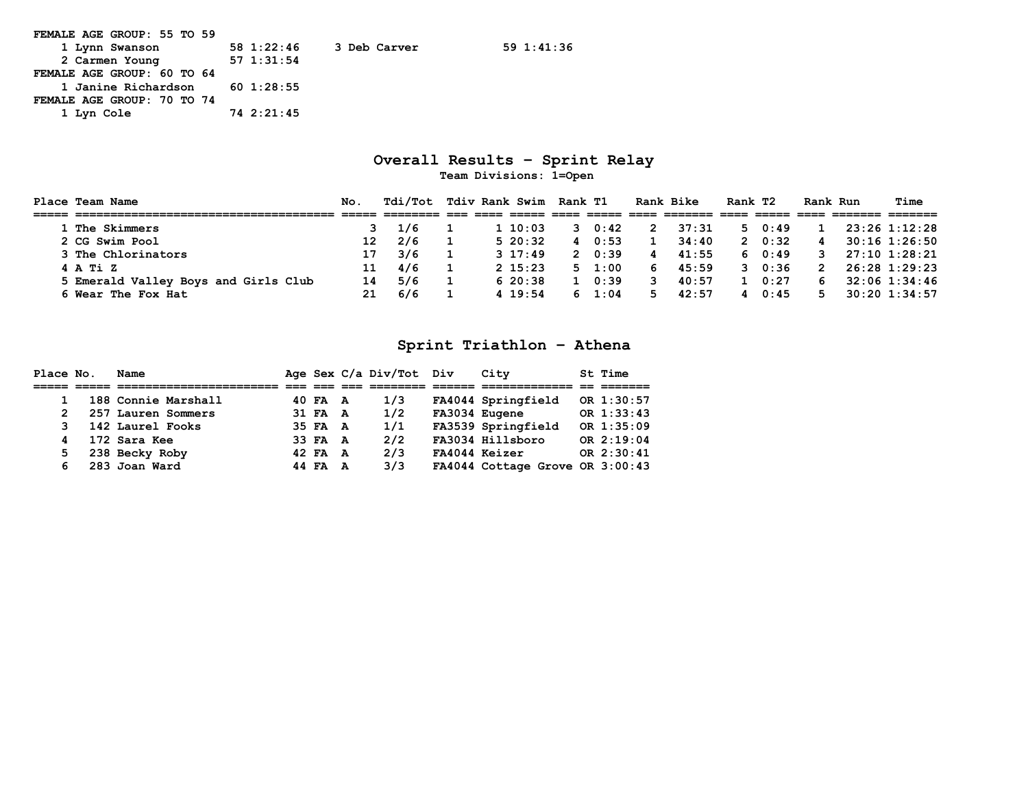**FEMALE AGE GROUP: 55 TO 59**

| Place | Name | Age | Time |
|---|---|---|---|
| 1 | Lynn Swanson | 58 | 1:22:46 |
| 2 | Carmen Young | 57 | 1:31:54 |
| 3 | Deb Carver | 59 | 1:41:36 |

**FEMALE AGE GROUP: 60 TO 64**

| Place | Name | Age | Time |
|---|---|---|---|
| 1 | Janine Richardson | 60 | 1:28:55 |

**FEMALE AGE GROUP: 70 TO 74**

| Place | Name | Age | Time |
|---|---|---|---|
| 1 | Lyn Cole | 74 | 2:21:45 |

## Overall Results - Sprint Relay

**Team Divisions: 1=Open**

| Place | Team Name | No. | Tdi/Tot | Tdiv | Rank | Swim | Rank | T1 | Rank | Bike | Rank | T2 | Rank | Run | Time |
|---|---|---|---|---|---|---|---|---|---|---|---|---|---|---|---|
| 1 | The Skimmers | 3 | 1/6 | 1 | 1 | 10:03 | 3 | 0:42 | 2 | 37:31 | 5 | 0:49 | 1 | 23:26 | 1:12:28 |
| 2 | CG Swim Pool | 12 | 2/6 | 1 | 5 | 20:32 | 4 | 0:53 | 1 | 34:40 | 2 | 0:32 | 4 | 30:16 | 1:26:50 |
| 3 | The Chlorinators | 17 | 3/6 | 1 | 3 | 17:49 | 2 | 0:39 | 4 | 41:55 | 6 | 0:49 | 3 | 27:10 | 1:28:21 |
| 4 | A Ti Z | 11 | 4/6 | 1 | 2 | 15:23 | 5 | 1:00 | 6 | 45:59 | 3 | 0:36 | 2 | 26:28 | 1:29:23 |
| 5 | Emerald Valley Boys and Girls Club | 14 | 5/6 | 1 | 6 | 20:38 | 1 | 0:39 | 3 | 40:57 | 1 | 0:27 | 6 | 32:06 | 1:34:46 |
| 6 | Wear The Fox Hat | 21 | 6/6 | 1 | 4 | 19:54 | 6 | 1:04 | 5 | 42:57 | 4 | 0:45 | 5 | 30:20 | 1:34:57 |

## Sprint Triathlon - Athena

| Place | No. | Name | Age | Sex | C/a | Div/Tot | Div | City | St | Time |
|---|---|---|---|---|---|---|---|---|---|---|
| 1 | 188 | Connie Marshall | 40 | FA | A | 1/3 | FA4044 | Springfield | OR | 1:30:57 |
| 2 | 257 | Lauren Sommers | 31 | FA | A | 1/2 | FA3034 | Eugene | OR | 1:33:43 |
| 3 | 142 | Laurel Fooks | 35 | FA | A | 1/1 | FA3539 | Springfield | OR | 1:35:09 |
| 4 | 172 | Sara Kee | 33 | FA | A | 2/2 | FA3034 | Hillsboro | OR | 2:19:04 |
| 5 | 238 | Becky Roby | 42 | FA | A | 2/3 | FA4044 | Keizer | OR | 2:30:41 |
| 6 | 283 | Joan Ward | 44 | FA | A | 3/3 | FA4044 | Cottage Grove | OR | 3:00:43 |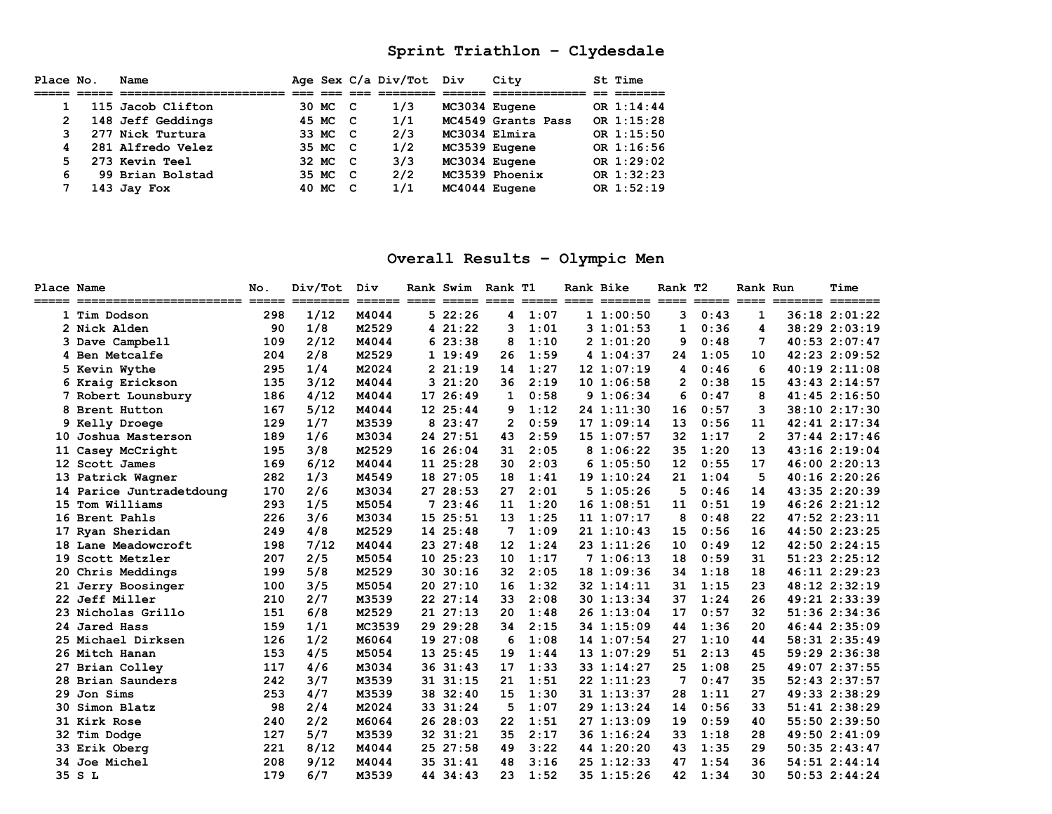## Sprint Triathlon - Clydesdale

| Place | No. | Name | Age | Sex | C/a | Div/Tot | Div | City | St | Time |
|---|---|---|---|---|---|---|---|---|---|---|
| 1 | 115 | Jacob Clifton | 30 | MC | C | 1/3 | MC3034 | Eugene | OR | 1:14:44 |
| 2 | 148 | Jeff Geddings | 45 | MC | C | 1/1 | MC4549 | Grants Pass | OR | 1:15:28 |
| 3 | 277 | Nick Turtura | 33 | MC | C | 2/3 | MC3034 | Elmira | OR | 1:15:50 |
| 4 | 281 | Alfredo Velez | 35 | MC | C | 1/2 | MC3539 | Eugene | OR | 1:16:56 |
| 5 | 273 | Kevin Teel | 32 | MC | C | 3/3 | MC3034 | Eugene | OR | 1:29:02 |
| 6 | 99 | Brian Bolstad | 35 | MC | C | 2/2 | MC3539 | Phoenix | OR | 1:32:23 |
| 7 | 143 | Jay Fox | 40 | MC | C | 1/1 | MC4044 | Eugene | OR | 1:52:19 |

## Overall Results - Olympic Men

| Place | Name | No. | Div/Tot | Div | Rank | Swim | Rank | T1 | Rank | Bike | Rank | T2 | Rank | Run | Time |
|---|---|---|---|---|---|---|---|---|---|---|---|---|---|---|---|
| 1 | Tim Dodson | 298 | 1/12 | M4044 | 5 | 22:26 | 4 | 1:07 | 1 | 1:00:50 | 3 | 0:43 | 1 | 36:18 | 2:01:22 |
| 2 | Nick Alden | 90 | 1/8 | M2529 | 4 | 21:22 | 3 | 1:01 | 3 | 1:01:53 | 1 | 0:36 | 4 | 38:29 | 2:03:19 |
| 3 | Dave Campbell | 109 | 2/12 | M4044 | 6 | 23:38 | 8 | 1:10 | 2 | 1:01:20 | 9 | 0:48 | 7 | 40:53 | 2:07:47 |
| 4 | Ben Metcalfe | 204 | 2/8 | M2529 | 1 | 19:49 | 26 | 1:59 | 4 | 1:04:37 | 24 | 1:05 | 10 | 42:23 | 2:09:52 |
| 5 | Kevin Wythe | 295 | 1/4 | M2024 | 2 | 21:19 | 14 | 1:27 | 12 | 1:07:19 | 4 | 0:46 | 6 | 40:19 | 2:11:08 |
| 6 | Kraig Erickson | 135 | 3/12 | M4044 | 3 | 21:20 | 36 | 2:19 | 10 | 1:06:58 | 2 | 0:38 | 15 | 43:43 | 2:14:57 |
| 7 | Robert Lounsbury | 186 | 4/12 | M4044 | 17 | 26:49 | 1 | 0:58 | 9 | 1:06:34 | 6 | 0:47 | 8 | 41:45 | 2:16:50 |
| 8 | Brent Hutton | 167 | 5/12 | M4044 | 12 | 25:44 | 9 | 1:12 | 24 | 1:11:30 | 16 | 0:57 | 3 | 38:10 | 2:17:30 |
| 9 | Kelly Droege | 129 | 1/7 | M3539 | 8 | 23:47 | 2 | 0:59 | 17 | 1:09:14 | 13 | 0:56 | 11 | 42:41 | 2:17:34 |
| 10 | Joshua Masterson | 189 | 1/6 | M3034 | 24 | 27:51 | 43 | 2:59 | 15 | 1:07:57 | 32 | 1:17 | 2 | 37:44 | 2:17:46 |
| 11 | Casey McCright | 195 | 3/8 | M2529 | 16 | 26:04 | 31 | 2:05 | 8 | 1:06:22 | 35 | 1:20 | 13 | 43:16 | 2:19:04 |
| 12 | Scott James | 169 | 6/12 | M4044 | 11 | 25:28 | 30 | 2:03 | 6 | 1:05:50 | 12 | 0:55 | 17 | 46:00 | 2:20:13 |
| 13 | Patrick Wagner | 282 | 1/3 | M4549 | 18 | 27:05 | 18 | 1:41 | 19 | 1:10:24 | 21 | 1:04 | 5 | 40:16 | 2:20:26 |
| 14 | Parice Juntradetdoung | 170 | 2/6 | M3034 | 27 | 28:53 | 27 | 2:01 | 5 | 1:05:26 | 5 | 0:46 | 14 | 43:35 | 2:20:39 |
| 15 | Tom Williams | 293 | 1/5 | M5054 | 7 | 23:46 | 11 | 1:20 | 16 | 1:08:51 | 11 | 0:51 | 19 | 46:26 | 2:21:12 |
| 16 | Brent Pahls | 226 | 3/6 | M3034 | 15 | 25:51 | 13 | 1:25 | 11 | 1:07:17 | 8 | 0:48 | 22 | 47:52 | 2:23:11 |
| 17 | Ryan Sheridan | 249 | 4/8 | M2529 | 14 | 25:48 | 7 | 1:09 | 21 | 1:10:43 | 15 | 0:56 | 16 | 44:50 | 2:23:25 |
| 18 | Lane Meadowcroft | 198 | 7/12 | M4044 | 23 | 27:48 | 12 | 1:24 | 23 | 1:11:26 | 10 | 0:49 | 12 | 42:50 | 2:24:15 |
| 19 | Scott Metzler | 207 | 2/5 | M5054 | 10 | 25:23 | 10 | 1:17 | 7 | 1:06:13 | 18 | 0:59 | 31 | 51:23 | 2:25:12 |
| 20 | Chris Meddings | 199 | 5/8 | M2529 | 30 | 30:16 | 32 | 2:05 | 18 | 1:09:36 | 34 | 1:18 | 18 | 46:11 | 2:29:23 |
| 21 | Jerry Boosinger | 100 | 3/5 | M5054 | 20 | 27:10 | 16 | 1:32 | 32 | 1:14:11 | 31 | 1:15 | 23 | 48:12 | 2:32:19 |
| 22 | Jeff Miller | 210 | 2/7 | M3539 | 22 | 27:14 | 33 | 2:08 | 30 | 1:13:34 | 37 | 1:24 | 26 | 49:21 | 2:33:39 |
| 23 | Nicholas Grillo | 151 | 6/8 | M2529 | 21 | 27:13 | 20 | 1:48 | 26 | 1:13:04 | 17 | 0:57 | 32 | 51:36 | 2:34:36 |
| 24 | Jared Hass | 159 | 1/1 | MC3539 | 29 | 29:28 | 34 | 2:15 | 34 | 1:15:09 | 44 | 1:36 | 20 | 46:44 | 2:35:09 |
| 25 | Michael Dirksen | 126 | 1/2 | M6064 | 19 | 27:08 | 6 | 1:08 | 14 | 1:07:54 | 27 | 1:10 | 44 | 58:31 | 2:35:49 |
| 26 | Mitch Hanan | 153 | 4/5 | M5054 | 13 | 25:45 | 19 | 1:44 | 13 | 1:07:29 | 51 | 2:13 | 45 | 59:29 | 2:36:38 |
| 27 | Brian Colley | 117 | 4/6 | M3034 | 36 | 31:43 | 17 | 1:33 | 33 | 1:14:27 | 25 | 1:08 | 25 | 49:07 | 2:37:55 |
| 28 | Brian Saunders | 242 | 3/7 | M3539 | 31 | 31:15 | 21 | 1:51 | 22 | 1:11:23 | 7 | 0:47 | 35 | 52:43 | 2:37:57 |
| 29 | Jon Sims | 253 | 4/7 | M3539 | 38 | 32:40 | 15 | 1:30 | 31 | 1:13:37 | 28 | 1:11 | 27 | 49:33 | 2:38:29 |
| 30 | Simon Blatz | 98 | 2/4 | M2024 | 33 | 31:24 | 5 | 1:07 | 29 | 1:13:24 | 14 | 0:56 | 33 | 51:41 | 2:38:29 |
| 31 | Kirk Rose | 240 | 2/2 | M6064 | 26 | 28:03 | 22 | 1:51 | 27 | 1:13:09 | 19 | 0:59 | 40 | 55:50 | 2:39:50 |
| 32 | Tim Dodge | 127 | 5/7 | M3539 | 32 | 31:21 | 35 | 2:17 | 36 | 1:16:24 | 33 | 1:18 | 28 | 49:50 | 2:41:09 |
| 33 | Erik Oberg | 221 | 8/12 | M4044 | 25 | 27:58 | 49 | 3:22 | 44 | 1:20:20 | 43 | 1:35 | 29 | 50:35 | 2:43:47 |
| 34 | Joe Michel | 208 | 9/12 | M4044 | 35 | 31:41 | 48 | 3:16 | 25 | 1:12:33 | 47 | 1:54 | 36 | 54:51 | 2:44:14 |
| 35 | S L | 179 | 6/7 | M3539 | 44 | 34:43 | 23 | 1:52 | 35 | 1:15:26 | 42 | 1:34 | 30 | 50:53 | 2:44:24 |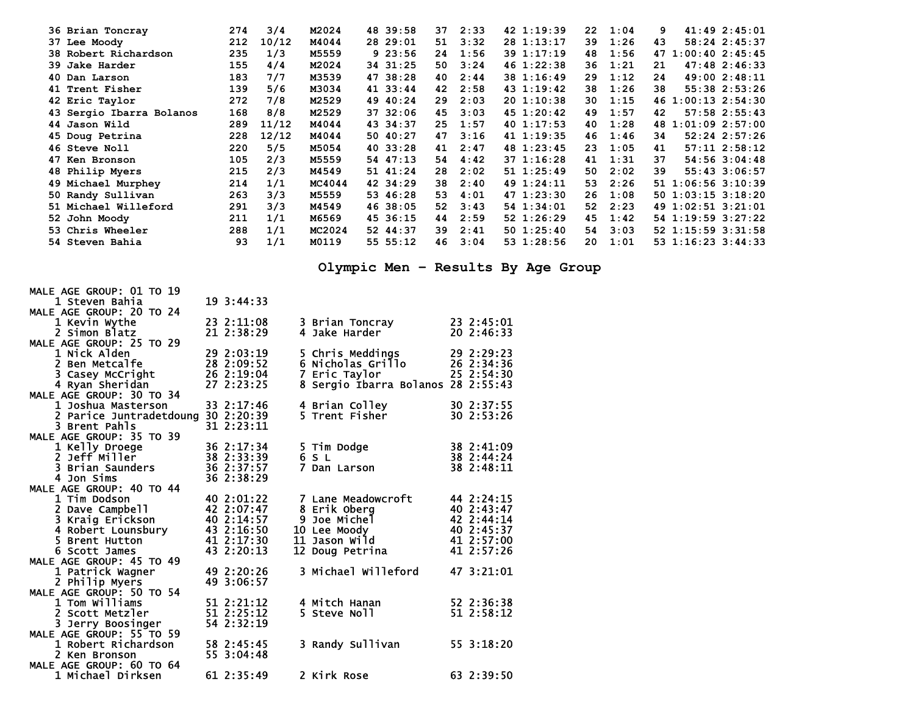| Place | Name | Bib | Div Place | Division | Swim Rank | Swim | T1 Rank | T1 | Bike Rank | Bike | T2 Rank | T2 | Run Rank | Run | Total |
|---|---|---|---|---|---|---|---|---|---|---|---|---|---|---|---|
| 36 | Brian Toncray | 274 | 3/4 | M2024 | 48 | 39:58 | 37 | 2:33 | 42 | 1:19:39 | 22 | 1:04 | 9 | 41:49 | 2:45:01 |
| 37 | Lee Moody | 212 | 10/12 | M4044 | 28 | 29:01 | 51 | 3:32 | 28 | 1:13:17 | 39 | 1:26 | 43 | 58:24 | 2:45:37 |
| 38 | Robert Richardson | 235 | 1/3 | M5559 | 9 | 23:56 | 24 | 1:56 | 39 | 1:17:19 | 48 | 1:56 | 47 | 1:00:40 | 2:45:45 |
| 39 | Jake Harder | 155 | 4/4 | M2024 | 34 | 31:25 | 50 | 3:24 | 46 | 1:22:38 | 36 | 1:21 | 21 | 47:48 | 2:46:33 |
| 40 | Dan Larson | 183 | 7/7 | M3539 | 47 | 38:28 | 40 | 2:44 | 38 | 1:16:49 | 29 | 1:12 | 24 | 49:00 | 2:48:11 |
| 41 | Trent Fisher | 139 | 5/6 | M3034 | 41 | 33:44 | 42 | 2:58 | 43 | 1:19:42 | 38 | 1:26 | 38 | 55:38 | 2:53:26 |
| 42 | Eric Taylor | 272 | 7/8 | M2529 | 49 | 40:24 | 29 | 2:03 | 20 | 1:10:38 | 30 | 1:15 | 46 | 1:00:13 | 2:54:30 |
| 43 | Sergio Ibarra Bolanos | 168 | 8/8 | M2529 | 37 | 32:06 | 45 | 3:03 | 45 | 1:20:42 | 49 | 1:57 | 42 | 57:58 | 2:55:43 |
| 44 | Jason Wild | 289 | 11/12 | M4044 | 43 | 34:37 | 25 | 1:57 | 40 | 1:17:53 | 40 | 1:28 | 48 | 1:01:09 | 2:57:00 |
| 45 | Doug Petrina | 228 | 12/12 | M4044 | 50 | 40:27 | 47 | 3:16 | 41 | 1:19:35 | 46 | 1:46 | 34 | 52:24 | 2:57:26 |
| 46 | Steve Noll | 220 | 5/5 | M5054 | 40 | 33:28 | 41 | 2:47 | 48 | 1:23:45 | 23 | 1:05 | 41 | 57:11 | 2:58:12 |
| 47 | Ken Bronson | 105 | 2/3 | M5559 | 54 | 47:13 | 54 | 4:42 | 37 | 1:16:28 | 41 | 1:31 | 37 | 54:56 | 3:04:48 |
| 48 | Philip Myers | 215 | 2/3 | M4549 | 51 | 41:24 | 28 | 2:02 | 51 | 1:25:49 | 50 | 2:02 | 39 | 55:43 | 3:06:57 |
| 49 | Michael Murphey | 214 | 1/1 | MC4044 | 42 | 34:29 | 38 | 2:40 | 49 | 1:24:11 | 53 | 2:26 | 51 | 1:06:56 | 3:10:39 |
| 50 | Randy Sullivan | 263 | 3/3 | M5559 | 53 | 46:28 | 53 | 4:01 | 47 | 1:23:30 | 26 | 1:08 | 50 | 1:03:15 | 3:18:20 |
| 51 | Michael Willeford | 291 | 3/3 | M4549 | 46 | 38:05 | 52 | 3:43 | 54 | 1:34:01 | 52 | 2:23 | 49 | 1:02:51 | 3:21:01 |
| 52 | John Moody | 211 | 1/1 | M6569 | 45 | 36:15 | 44 | 2:59 | 52 | 1:26:29 | 45 | 1:42 | 54 | 1:19:59 | 3:27:22 |
| 53 | Chris Wheeler | 288 | 1/1 | MC2024 | 52 | 44:37 | 39 | 2:41 | 50 | 1:25:40 | 54 | 3:03 | 52 | 1:15:59 | 3:31:58 |
| 54 | Steven Bahia | 93 | 1/1 | M0119 | 55 | 55:12 | 46 | 3:04 | 53 | 1:28:56 | 20 | 1:01 | 53 | 1:16:23 | 3:44:33 |

## Olympic Men - Results By Age Group

**MALE AGE GROUP: 01 TO 19**

| Place | Name | Age | Time |
|---|---|---|---|
| 1 | Steven Bahia | 19 | 3:44:33 |

**MALE AGE GROUP: 20 TO 24**

| Place | Name | Age | Time |
|---|---|---|---|
| 1 | Kevin Wythe | 23 | 2:11:08 |
| 2 | Simon Blatz | 21 | 2:38:29 |
| 3 | Brian Toncray | 23 | 2:45:01 |
| 4 | Jake Harder | 20 | 2:46:33 |

**MALE AGE GROUP: 25 TO 29**

| Place | Name | Age | Time |
|---|---|---|---|
| 1 | Nick Alden | 29 | 2:03:19 |
| 2 | Ben Metcalfe | 28 | 2:09:52 |
| 3 | Casey McCright | 26 | 2:19:04 |
| 4 | Ryan Sheridan | 27 | 2:23:25 |
| 5 | Chris Meddings | 29 | 2:29:23 |
| 6 | Nicholas Grillo | 26 | 2:34:36 |
| 7 | Eric Taylor | 25 | 2:54:30 |
| 8 | Sergio Ibarra Bolanos | 28 | 2:55:43 |

**MALE AGE GROUP: 30 TO 34**

| Place | Name | Age | Time |
|---|---|---|---|
| 1 | Joshua Masterson | 33 | 2:17:46 |
| 2 | Parice Juntradetdoung | 30 | 2:20:39 |
| 3 | Brent Pahls | 31 | 2:23:11 |
| 4 | Brian Colley | 30 | 2:37:55 |
| 5 | Trent Fisher | 30 | 2:53:26 |

**MALE AGE GROUP: 35 TO 39**

| Place | Name | Age | Time |
|---|---|---|---|
| 1 | Kelly Droege | 36 | 2:17:34 |
| 2 | Jeff Miller | 38 | 2:33:39 |
| 3 | Brian Saunders | 36 | 2:37:57 |
| 4 | Jon Sims | 36 | 2:38:29 |
| 5 | Tim Dodge | 38 | 2:41:09 |
| 6 | S L | 38 | 2:44:24 |
| 7 | Dan Larson | 38 | 2:48:11 |

**MALE AGE GROUP: 40 TO 44**

| Place | Name | Age | Time |
|---|---|---|---|
| 1 | Tim Dodson | 40 | 2:01:22 |
| 2 | Dave Campbell | 42 | 2:07:47 |
| 3 | Kraig Erickson | 40 | 2:14:57 |
| 4 | Robert Lounsbury | 43 | 2:16:50 |
| 5 | Brent Hutton | 41 | 2:17:30 |
| 6 | Scott James | 43 | 2:20:13 |
| 7 | Lane Meadowcroft | 44 | 2:24:15 |
| 8 | Erik Oberg | 40 | 2:43:47 |
| 9 | Joe Michel | 42 | 2:44:14 |
| 10 | Lee Moody | 40 | 2:45:37 |
| 11 | Jason Wild | 41 | 2:57:00 |
| 12 | Doug Petrina | 41 | 2:57:26 |

**MALE AGE GROUP: 45 TO 49**

| Place | Name | Age | Time |
|---|---|---|---|
| 1 | Patrick Wagner | 49 | 2:20:26 |
| 2 | Philip Myers | 49 | 3:06:57 |
| 3 | Michael Willeford | 47 | 3:21:01 |

**MALE AGE GROUP: 50 TO 54**

| Place | Name | Age | Time |
|---|---|---|---|
| 1 | Tom Williams | 51 | 2:21:12 |
| 2 | Scott Metzler | 51 | 2:25:12 |
| 3 | Jerry Boosinger | 54 | 2:32:19 |
| 4 | Mitch Hanan | 52 | 2:36:38 |
| 5 | Steve Noll | 51 | 2:58:12 |

**MALE AGE GROUP: 55 TO 59**

| Place | Name | Age | Time |
|---|---|---|---|
| 1 | Robert Richardson | 58 | 2:45:45 |
| 2 | Ken Bronson | 55 | 3:04:48 |
| 3 | Randy Sullivan | 55 | 3:18:20 |

**MALE AGE GROUP: 60 TO 64**

| Place | Name | Age | Time |
|---|---|---|---|
| 1 | Michael Dirksen | 61 | 2:35:49 |
| 2 | Kirk Rose | 63 | 2:39:50 |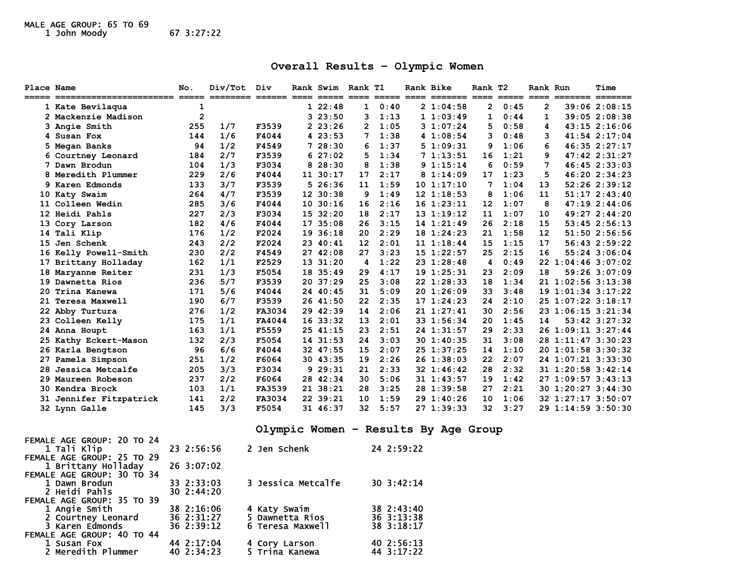MALE AGE GROUP: 65 TO 69

1 John Moody 67 3:27:22

## Overall Results - Olympic Women

| Place | Name | No. | Div/Tot | Div | Rank | Swim | Rank | T1 | Rank | Bike | Rank | T2 | Rank | Run | Time |
|---|---|---|---|---|---|---|---|---|---|---|---|---|---|---|---|
| 1 | Kate Bevilaqua | 1 | | | 1 | 22:48 | 1 | 0:40 | 2 | 1:04:58 | 2 | 0:45 | 2 | 39:06 | 2:08:15 |
| 2 | Mackenzie Madison | 2 | | | 3 | 23:50 | 3 | 1:13 | 1 | 1:03:49 | 1 | 0:44 | 1 | 39:05 | 2:08:38 |
| 3 | Angie Smith | 255 | 1/7 | F3539 | 2 | 23:26 | 2 | 1:05 | 3 | 1:07:24 | 5 | 0:58 | 4 | 43:15 | 2:16:06 |
| 4 | Susan Fox | 144 | 1/6 | F4044 | 4 | 23:53 | 7 | 1:38 | 4 | 1:08:54 | 3 | 0:48 | 3 | 41:54 | 2:17:04 |
| 5 | Megan Banks | 94 | 1/2 | F4549 | 7 | 28:30 | 6 | 1:37 | 5 | 1:09:31 | 9 | 1:06 | 6 | 46:35 | 2:27:17 |
| 6 | Courtney Leonard | 184 | 2/7 | F3539 | 6 | 27:02 | 5 | 1:34 | 7 | 1:13:51 | 16 | 1:21 | 9 | 47:42 | 2:31:27 |
| 7 | Dawn Brodun | 104 | 1/3 | F3034 | 8 | 28:30 | 8 | 1:38 | 9 | 1:15:14 | 6 | 0:59 | 7 | 46:45 | 2:33:03 |
| 8 | Meredith Plummer | 229 | 2/6 | F4044 | 11 | 30:17 | 17 | 2:17 | 8 | 1:14:09 | 17 | 1:23 | 5 | 46:20 | 2:34:23 |
| 9 | Karen Edmonds | 133 | 3/7 | F3539 | 5 | 26:36 | 11 | 1:59 | 10 | 1:17:10 | 7 | 1:04 | 13 | 52:26 | 2:39:12 |
| 10 | Katy Swaim | 264 | 4/7 | F3539 | 12 | 30:38 | 9 | 1:49 | 12 | 1:18:53 | 8 | 1:06 | 11 | 51:17 | 2:43:40 |
| 11 | Colleen Wedin | 285 | 3/6 | F4044 | 10 | 30:16 | 16 | 2:16 | 16 | 1:23:11 | 12 | 1:07 | 8 | 47:19 | 2:44:06 |
| 12 | Heidi Pahls | 227 | 2/3 | F3034 | 15 | 32:20 | 18 | 2:17 | 13 | 1:19:12 | 11 | 1:07 | 10 | 49:27 | 2:44:20 |
| 13 | Cory Larson | 182 | 4/6 | F4044 | 17 | 35:08 | 26 | 3:15 | 14 | 1:21:49 | 26 | 2:18 | 15 | 53:45 | 2:56:13 |
| 14 | Tali Klip | 176 | 1/2 | F2024 | 19 | 36:18 | 20 | 2:29 | 18 | 1:24:23 | 21 | 1:58 | 12 | 51:50 | 2:56:56 |
| 15 | Jen Schenk | 243 | 2/2 | F2024 | 23 | 40:41 | 12 | 2:01 | 11 | 1:18:44 | 15 | 1:15 | 17 | 56:43 | 2:59:22 |
| 16 | Kelly Powell-Smith | 230 | 2/2 | F4549 | 27 | 42:08 | 27 | 3:23 | 15 | 1:22:57 | 25 | 2:15 | 16 | 55:24 | 3:06:04 |
| 17 | Brittany Holladay | 162 | 1/1 | F2529 | 13 | 31:20 | 4 | 1:22 | 23 | 1:28:48 | 4 | 0:49 | 22 | 1:04:46 | 3:07:02 |
| 18 | Maryanne Reiter | 231 | 1/3 | F5054 | 18 | 35:49 | 29 | 4:17 | 19 | 1:25:31 | 23 | 2:09 | 18 | 59:26 | 3:07:09 |
| 19 | Dawnetta Rios | 236 | 5/7 | F3539 | 20 | 37:29 | 25 | 3:08 | 22 | 1:28:33 | 18 | 1:34 | 21 | 1:02:56 | 3:13:38 |
| 20 | Trina Kanewa | 171 | 5/6 | F4044 | 24 | 40:45 | 31 | 5:09 | 20 | 1:26:09 | 33 | 3:48 | 19 | 1:01:34 | 3:17:22 |
| 21 | Teresa Maxwell | 190 | 6/7 | F3539 | 26 | 41:50 | 22 | 2:35 | 17 | 1:24:23 | 24 | 2:10 | 25 | 1:07:22 | 3:18:17 |
| 22 | Abby Turtura | 276 | 1/2 | FA3034 | 29 | 42:39 | 14 | 2:06 | 21 | 1:27:41 | 30 | 2:56 | 23 | 1:06:15 | 3:21:34 |
| 23 | Colleen Kelly | 175 | 1/1 | FA4044 | 16 | 33:32 | 13 | 2:01 | 33 | 1:56:34 | 20 | 1:45 | 14 | 53:42 | 3:27:32 |
| 24 | Anna Houpt | 163 | 1/1 | F5559 | 25 | 41:15 | 23 | 2:51 | 24 | 1:31:57 | 29 | 2:33 | 26 | 1:09:11 | 3:27:44 |
| 25 | Kathy Eckert-Mason | 132 | 2/3 | F5054 | 14 | 31:53 | 24 | 3:03 | 30 | 1:40:35 | 31 | 3:08 | 28 | 1:11:47 | 3:30:23 |
| 26 | Karla Bengtson | 96 | 6/6 | F4044 | 32 | 47:55 | 15 | 2:07 | 25 | 1:37:25 | 14 | 1:10 | 20 | 1:01:58 | 3:30:32 |
| 27 | Pamela Simpson | 251 | 1/2 | F6064 | 30 | 43:35 | 19 | 2:26 | 26 | 1:38:03 | 22 | 2:07 | 24 | 1:07:21 | 3:33:30 |
| 28 | Jessica Metcalfe | 205 | 3/3 | F3034 | 9 | 29:31 | 21 | 2:33 | 32 | 1:46:42 | 28 | 2:32 | 31 | 1:20:58 | 3:42:14 |
| 29 | Maureen Robeson | 237 | 2/2 | F6064 | 28 | 42:34 | 30 | 5:06 | 31 | 1:43:57 | 19 | 1:42 | 27 | 1:09:57 | 3:43:13 |
| 30 | Kendra Brock | 103 | 1/1 | FA3539 | 21 | 38:21 | 28 | 3:25 | 28 | 1:39:58 | 27 | 2:21 | 30 | 1:20:27 | 3:44:30 |
| 31 | Jennifer Fitzpatrick | 141 | 2/2 | FA3034 | 22 | 39:21 | 10 | 1:59 | 29 | 1:40:26 | 10 | 1:06 | 32 | 1:27:17 | 3:50:07 |
| 32 | Lynn Galle | 145 | 3/3 | F5054 | 31 | 46:37 | 32 | 5:57 | 27 | 1:39:33 | 32 | 3:27 | 29 | 1:14:59 | 3:50:30 |

## Olympic Women - Results By Age Group

FEMALE AGE GROUP: 20 TO 24

| | | | |
|---|---|---|---|
| 1 Tali Klip | 23 2:56:56 | 2 Jen Schenk | 24 2:59:22 |

FEMALE AGE GROUP: 25 TO 29

| | |
|---|---|
| 1 Brittany Holladay | 26 3:07:02 |

FEMALE AGE GROUP: 30 TO 34

| | | | |
|---|---|---|---|
| 1 Dawn Brodun | 33 2:33:03 | 3 Jessica Metcalfe | 30 3:42:14 |
| 2 Heidi Pahls | 30 2:44:20 | | |

FEMALE AGE GROUP: 35 TO 39

| | | | |
|---|---|---|---|
| 1 Angie Smith | 38 2:16:06 | 4 Katy Swaim | 38 2:43:40 |
| 2 Courtney Leonard | 36 2:31:27 | 5 Dawnetta Rios | 36 3:13:38 |
| 3 Karen Edmonds | 36 2:39:12 | 6 Teresa Maxwell | 38 3:18:17 |

FEMALE AGE GROUP: 40 TO 44

| | | | |
|---|---|---|---|
| 1 Susan Fox | 44 2:17:04 | 4 Cory Larson | 40 2:56:13 |
| 2 Meredith Plummer | 40 2:34:23 | 5 Trina Kanewa | 44 3:17:22 |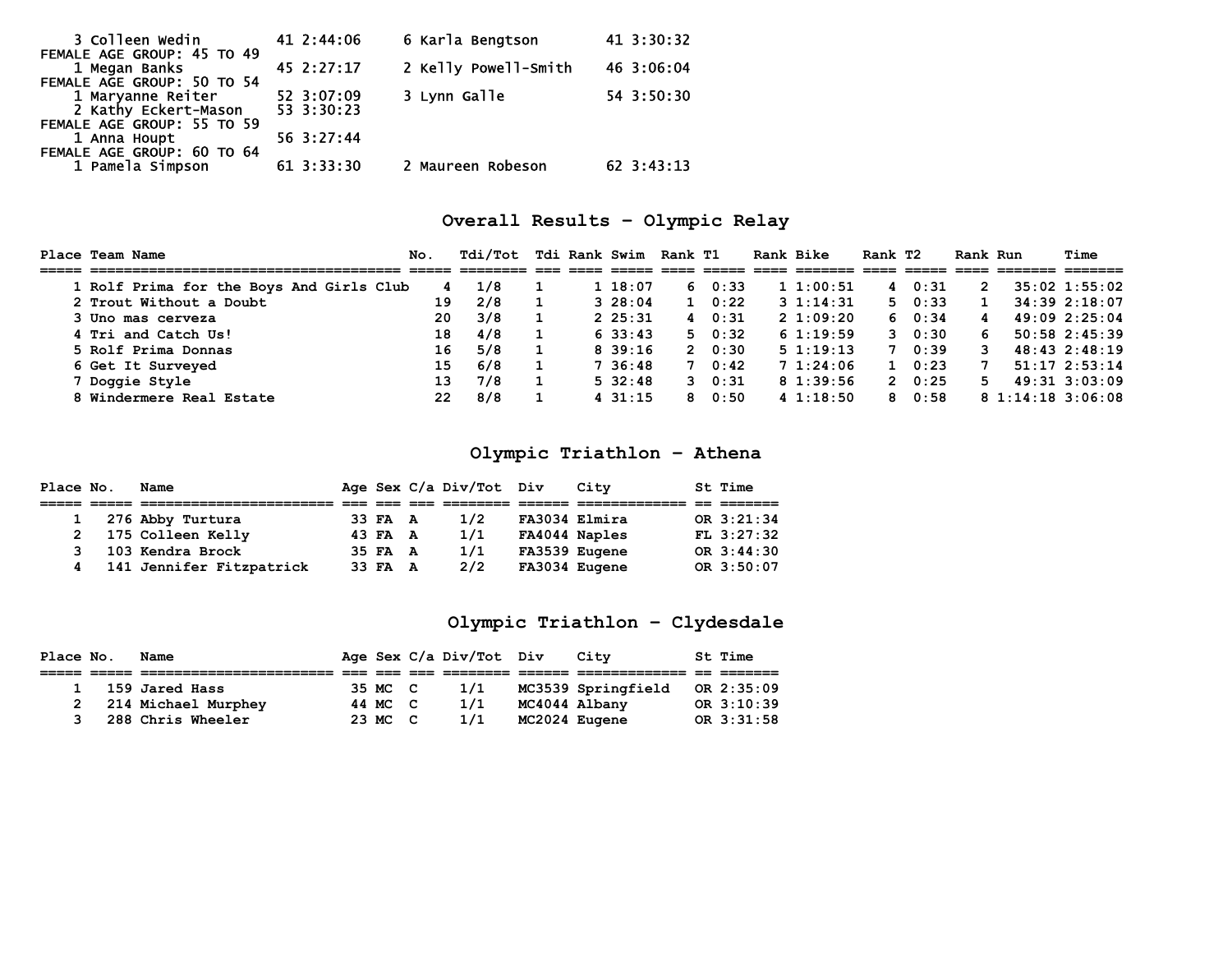| | | | | | |
|---|---|---|---|---|---|
| 3 | Colleen Wedin | 41 2:44:06 | 6 | Karla Bengtson | 41 3:30:32 |

FEMALE AGE GROUP: 45 TO 49

| | | | | | |
|---|---|---|---|---|---|
| 1 | Megan Banks | 45 2:27:17 | 2 | Kelly Powell-Smith | 46 3:06:04 |

FEMALE AGE GROUP: 50 TO 54

| | | | | | |
|---|---|---|---|---|---|
| 1 | Maryanne Reiter | 52 3:07:09 | 3 | Lynn Galle | 54 3:50:30 |
| 2 | Kathy Eckert-Mason | 53 3:30:23 | | | |

FEMALE AGE GROUP: 55 TO 59

| | | |
|---|---|---|
| 1 | Anna Houpt | 56 3:27:44 |

FEMALE AGE GROUP: 60 TO 64

| | | | | | |
|---|---|---|---|---|---|
| 1 | Pamela Simpson | 61 3:33:30 | 2 | Maureen Robeson | 62 3:43:13 |

## Overall Results - Olympic Relay

| Place | Team Name | No. | Tdi/Tot | Tdi | Rank | Swim | Rank | T1 | Rank | Bike | Rank | T2 | Rank | Run | Time |
|---|---|---|---|---|---|---|---|---|---|---|---|---|---|---|---|
| 1 | Rolf Prima for the Boys And Girls Club | 4 | 1/8 | 1 | 1 | 18:07 | 6 | 0:33 | 1 | 1:00:51 | 4 | 0:31 | 2 | 35:02 | 1:55:02 |
| 2 | Trout Without a Doubt | 19 | 2/8 | 1 | 3 | 28:04 | 1 | 0:22 | 3 | 1:14:31 | 5 | 0:33 | 1 | 34:39 | 2:18:07 |
| 3 | Uno mas cerveza | 20 | 3/8 | 1 | 2 | 25:31 | 4 | 0:31 | 2 | 1:09:20 | 6 | 0:34 | 4 | 49:09 | 2:25:04 |
| 4 | Tri and Catch Us! | 18 | 4/8 | 1 | 6 | 33:43 | 5 | 0:32 | 6 | 1:19:59 | 3 | 0:30 | 6 | 50:58 | 2:45:39 |
| 5 | Rolf Prima Donnas | 16 | 5/8 | 1 | 8 | 39:16 | 2 | 0:30 | 5 | 1:19:13 | 7 | 0:39 | 3 | 48:43 | 2:48:19 |
| 6 | Get It Surveyed | 15 | 6/8 | 1 | 7 | 36:48 | 7 | 0:42 | 7 | 1:24:06 | 1 | 0:23 | 7 | 51:17 | 2:53:14 |
| 7 | Doggie Style | 13 | 7/8 | 1 | 5 | 32:48 | 3 | 0:31 | 8 | 1:39:56 | 2 | 0:25 | 5 | 49:31 | 3:03:09 |
| 8 | Windermere Real Estate | 22 | 8/8 | 1 | 4 | 31:15 | 8 | 0:50 | 4 | 1:18:50 | 8 | 0:58 | 8 | 1:14:18 | 3:06:08 |

## Olympic Triathlon - Athena

| Place | No. | Name | Age | Sex | C/a | Div/Tot | Div | City | St | Time |
|---|---|---|---|---|---|---|---|---|---|---|
| 1 | 276 | Abby Turtura | 33 | FA | A | 1/2 | FA3034 | Elmira | OR | 3:21:34 |
| 2 | 175 | Colleen Kelly | 43 | FA | A | 1/1 | FA4044 | Naples | FL | 3:27:32 |
| 3 | 103 | Kendra Brock | 35 | FA | A | 1/1 | FA3539 | Eugene | OR | 3:44:30 |
| 4 | 141 | Jennifer Fitzpatrick | 33 | FA | A | 2/2 | FA3034 | Eugene | OR | 3:50:07 |

## Olympic Triathlon - Clydesdale

| Place | No. | Name | Age | Sex | C/a | Div/Tot | Div | City | St | Time |
|---|---|---|---|---|---|---|---|---|---|---|
| 1 | 159 | Jared Hass | 35 | MC | C | 1/1 | MC3539 | Springfield | OR | 2:35:09 |
| 2 | 214 | Michael Murphey | 44 | MC | C | 1/1 | MC4044 | Albany | OR | 3:10:39 |
| 3 | 288 | Chris Wheeler | 23 | MC | C | 1/1 | MC2024 | Eugene | OR | 3:31:58 |